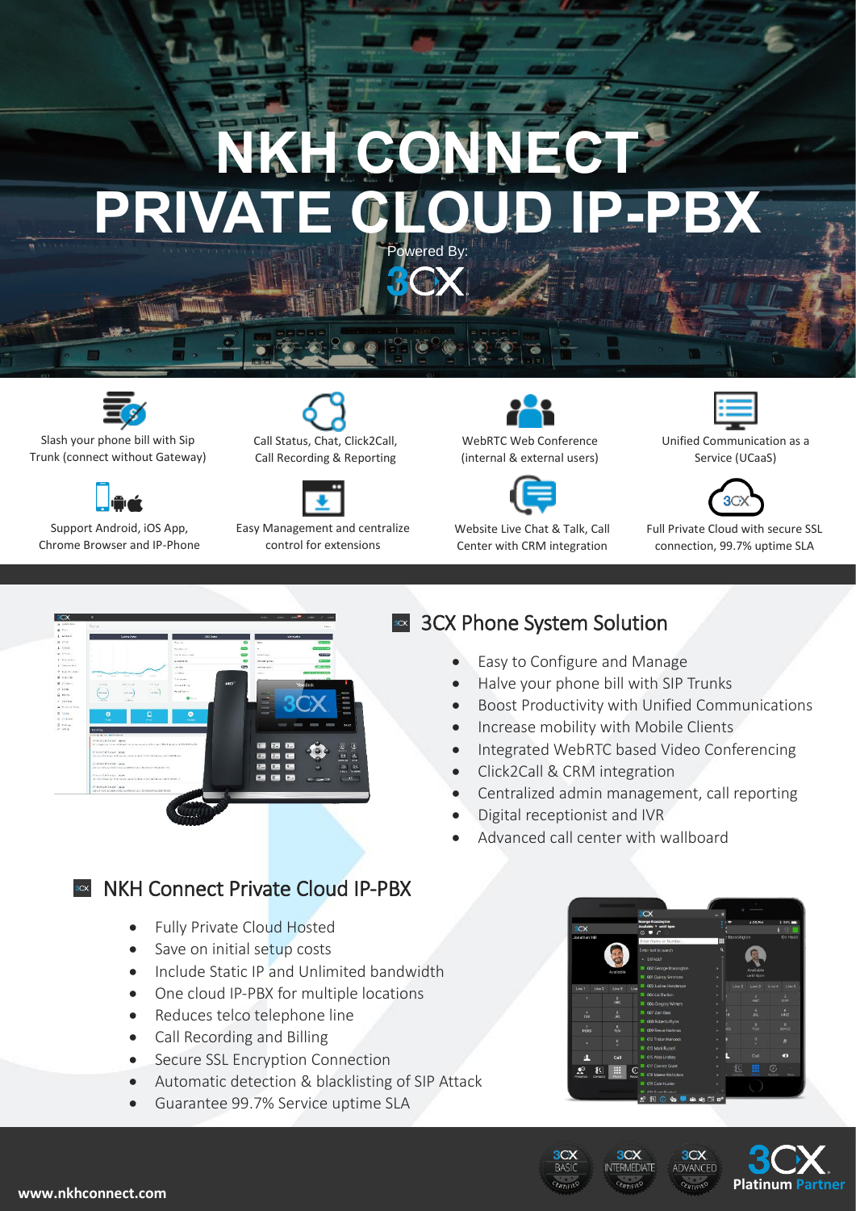# NKH CONNECT PRIVATE CLOUD IP-PBX

Powered By: 3CX

Slash your phone bill with Sip Trunk (connect without Gateway)

Call Status, Chat, Click2Call, Call Recording & Reporting

WebRTC Web Conference (internal & external users)

Unified Communication as a Service (UCaaS)

Support Android, iOS App, Chrome Browser and IP-Phone

Easy Management and centralize control for extensions

Website Live Chat & Talk, Call Center with CRM integration

Full Private Cloud with secure SSL connection, 99.7% uptime SLA

## 3CX Phone System Solution

- Easy to Configure and Manage
- Halve your phone bill with SIP Trunks
- Boost Productivity with Unified Communications
- Increase mobility with Mobile Clients
- Integrated WebRTC based Video Conferencing
- Click2Call & CRM integration
- Centralized admin management, call reporting
- Digital receptionist and IVR
- Advanced call center with wallboard

## NKH Connect Private Cloud IP-PBX

- Fully Private Cloud Hosted
- Save on initial setup costs
- Include Static IP and Unlimited bandwidth
- One cloud IP-PBX for multiple locations
- Reduces telco telephone line
- Call Recording and Billing
- Secure SSL Encryption Connection
- Automatic detection & blacklisting of SIP Attack
- Guarantee 99.7% Service uptime SLA

3CX BASIC CERTIFIED · 3CX INTERMEDIATE CERTIFIED · 3CX ADVANCED CERTIFIED · 3CX Platinum Partner

www.nkhconnect.com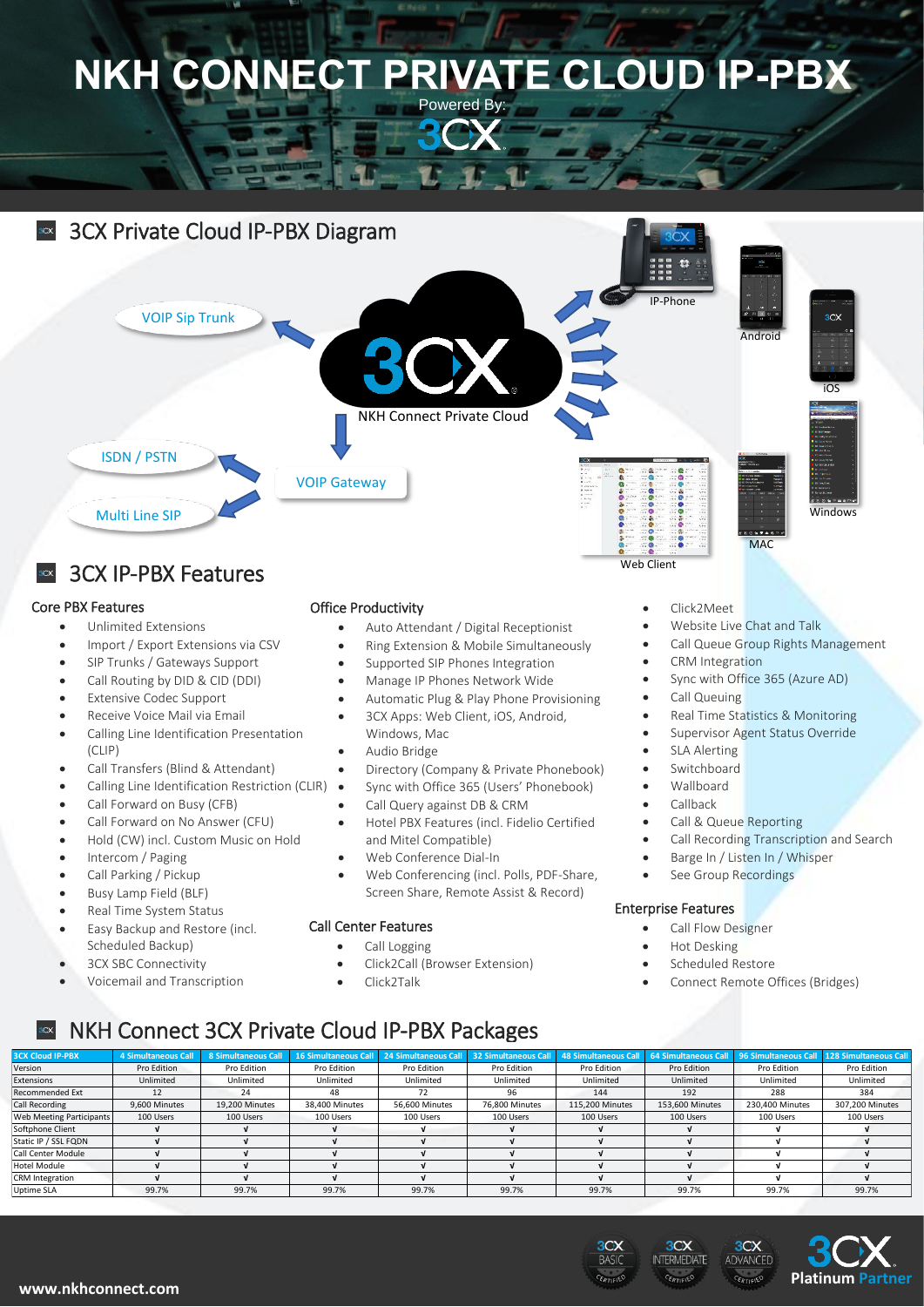# NKH CONNECT PRIVATE CLOUD IP-PBX

Powered By:

3CX

## 3CX Private Cloud IP-PBX Diagram

VOIP Sip Trunk

NKH Connect Private Cloud

ISDN / PSTN

VOIP Gateway

Multi Line SIP

IP-Phone

Android

iOS

Windows

MAC

Web Client

## 3CX IP-PBX Features

### Core PBX Features

- Unlimited Extensions
- Import / Export Extensions via CSV
- SIP Trunks / Gateways Support
- Call Routing by DID & CID (DDI)
- Extensive Codec Support
- Receive Voice Mail via Email
- Calling Line Identification Presentation (CLIP)
- Call Transfers (Blind & Attendant)
- Calling Line Identification Restriction (CLIR)
- Call Forward on Busy (CFB)
- Call Forward on No Answer (CFU)
- Hold (CW) incl. Custom Music on Hold
- Intercom / Paging
- Call Parking / Pickup
- Busy Lamp Field (BLF)
- Real Time System Status
- Easy Backup and Restore (incl. Scheduled Backup)
- 3CX SBC Connectivity
- Voicemail and Transcription

### Office Productivity

- Auto Attendant / Digital Receptionist
- Ring Extension & Mobile Simultaneously
- Supported SIP Phones Integration
- Manage IP Phones Network Wide
- Automatic Plug & Play Phone Provisioning
- 3CX Apps: Web Client, iOS, Android, Windows, Mac
- Audio Bridge
- Directory (Company & Private Phonebook)
- Sync with Office 365 (Users' Phonebook)
- Call Query against DB & CRM
- Hotel PBX Features (incl. Fidelio Certified and Mitel Compatible)
- Web Conference Dial-In
- Web Conferencing (incl. Polls, PDF-Share, Screen Share, Remote Assist & Record)

### Call Center Features

- Call Logging
- Click2Call (Browser Extension)
- Click2Talk
- Click2Meet
- Website Live Chat and Talk
- Call Queue Group Rights Management
- CRM Integration
- Sync with Office 365 (Azure AD)
- Call Queuing
- Real Time Statistics & Monitoring
- Supervisor Agent Status Override
- SLA Alerting
- Switchboard
- Wallboard
- Callback
- Call & Queue Reporting
- Call Recording Transcription and Search
- Barge In / Listen In / Whisper
- See Group Recordings

### Enterprise Features

- Call Flow Designer
- Hot Desking
- Scheduled Restore
- Connect Remote Offices (Bridges)

## NKH Connect 3CX Private Cloud IP-PBX Packages

| 3CX Cloud IP-PBX | 4 Simultaneous Call | 8 Simultaneous Call | 16 Simultaneous Call | 24 Simultaneous Call | 32 Simultaneous Call | 48 Simultaneous Call | 64 Simultaneous Call | 96 Simultaneous Call | 128 Simultaneous Call |
|---|---|---|---|---|---|---|---|---|---|
| Version | Pro Edition | Pro Edition | Pro Edition | Pro Edition | Pro Edition | Pro Edition | Pro Edition | Pro Edition | Pro Edition |
| Extensions | Unlimited | Unlimited | Unlimited | Unlimited | Unlimited | Unlimited | Unlimited | Unlimited | Unlimited |
| Recommended Ext | 12 | 24 | 48 | 72 | 96 | 144 | 192 | 288 | 384 |
| Call Recording | 9,600 Minutes | 19,200 Minutes | 38,400 Minutes | 56,600 Minutes | 76,800 Minutes | 115,200 Minutes | 153,600 Minutes | 230,400 Minutes | 307,200 Minutes |
| Web Meeting Participants | 100 Users | 100 Users | 100 Users | 100 Users | 100 Users | 100 Users | 100 Users | 100 Users | 100 Users |
| Softphone Client | √ | √ | √ | √ | √ | √ | √ | √ | √ |
| Static IP / SSL FQDN | √ | √ | √ | √ | √ | √ | √ | √ | √ |
| Call Center Module | √ | √ | √ | √ | √ | √ | √ | √ | √ |
| Hotel Module | √ | √ | √ | √ | √ | √ | √ | √ | √ |
| CRM Integration | √ | √ | √ | √ | √ | √ | √ | √ | √ |
| Uptime SLA | 99.7% | 99.7% | 99.7% | 99.7% | 99.7% | 99.7% | 99.7% | 99.7% | 99.7% |

3CX BASIC CERTIFIED | 3CX INTERMEDIATE CERTIFIED | 3CX ADVANCED CERTIFIED | 3CX Platinum Partner

www.nkhconnect.com